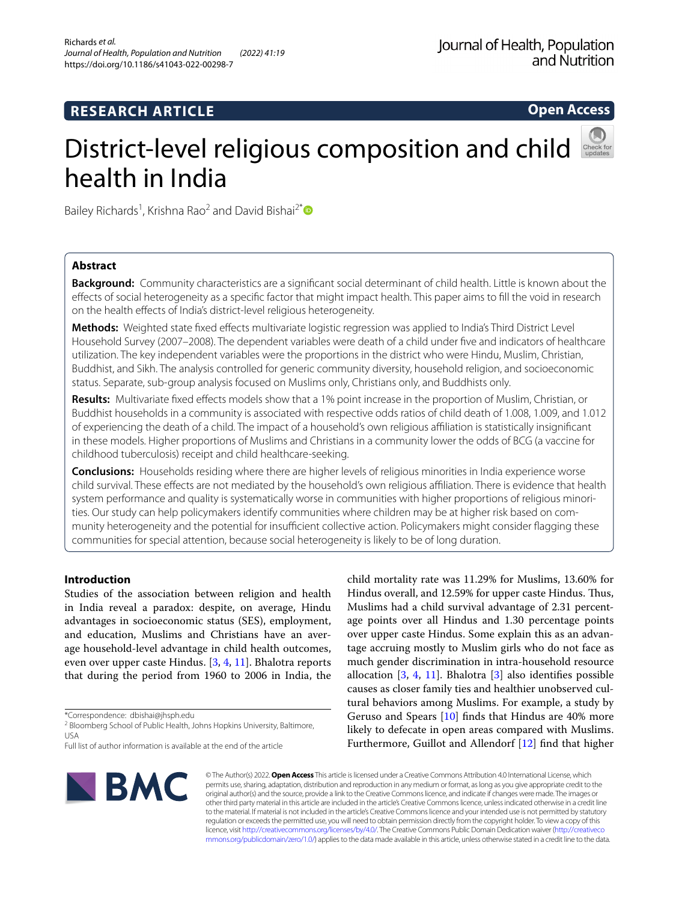RESEARCH ARTICLE

Open Access

# District-level religious composition and child health in India

Bailey Richards[1], Krishna Rao[2] and David Bishai[2*]

## Abstract

**Background:** Community characteristics are a significant social determinant of child health. Little is known about the effects of social heterogeneity as a specific factor that might impact health. This paper aims to fill the void in research on the health effects of India's district-level religious heterogeneity.

**Methods:** Weighted state fixed effects multivariate logistic regression was applied to India's Third District Level Household Survey (2007–2008). The dependent variables were death of a child under five and indicators of healthcare utilization. The key independent variables were the proportions in the district who were Hindu, Muslim, Christian, Buddhist, and Sikh. The analysis controlled for generic community diversity, household religion, and socioeconomic status. Separate, sub-group analysis focused on Muslims only, Christians only, and Buddhists only.

**Results:** Multivariate fixed effects models show that a 1% point increase in the proportion of Muslim, Christian, or Buddhist households in a community is associated with respective odds ratios of child death of 1.008, 1.009, and 1.012 of experiencing the death of a child. The impact of a household's own religious affiliation is statistically insignificant in these models. Higher proportions of Muslims and Christians in a community lower the odds of BCG (a vaccine for childhood tuberculosis) receipt and child healthcare-seeking.

**Conclusions:** Households residing where there are higher levels of religious minorities in India experience worse child survival. These effects are not mediated by the household's own religious affiliation. There is evidence that health system performance and quality is systematically worse in communities with higher proportions of religious minorities. Our study can help policymakers identify communities where children may be at higher risk based on community heterogeneity and the potential for insufficient collective action. Policymakers might consider flagging these communities for special attention, because social heterogeneity is likely to be of long duration.

## Introduction

Studies of the association between religion and health in India reveal a paradox: despite, on average, Hindu advantages in socioeconomic status (SES), employment, and education, Muslims and Christians have an average household-level advantage in child health outcomes, even over upper caste Hindus. [3, 4, 11]. Bhalotra reports that during the period from 1960 to 2006 in India, the child mortality rate was 11.29% for Muslims, 13.60% for Hindus overall, and 12.59% for upper caste Hindus. Thus, Muslims had a child survival advantage of 2.31 percentage points over all Hindus and 1.30 percentage points over upper caste Hindus. Some explain this as an advantage accruing mostly to Muslim girls who do not face as much gender discrimination in intra-household resource allocation [3, 4, 11]. Bhalotra [3] also identifies possible causes as closer family ties and healthier unobserved cultural behaviors among Muslims. For example, a study by Geruso and Spears [10] finds that Hindus are 40% more likely to defecate in open areas compared with Muslims. Furthermore, Guillot and Allendorf [12] find that higher

*Correspondence: dbishai@jhsph.edu
[2] Bloomberg School of Public Health, Johns Hopkins University, Baltimore, USA
Full list of author information is available at the end of the article

© The Author(s) 2022. **Open Access** This article is licensed under a Creative Commons Attribution 4.0 International License, which permits use, sharing, adaptation, distribution and reproduction in any medium or format, as long as you give appropriate credit to the original author(s) and the source, provide a link to the Creative Commons licence, and indicate if changes were made. The images or other third party material in this article are included in the article's Creative Commons licence, unless indicated otherwise in a credit line to the material. If material is not included in the article's Creative Commons licence and your intended use is not permitted by statutory regulation or exceeds the permitted use, you will need to obtain permission directly from the copyright holder. To view a copy of this licence, visit http://creativecommons.org/licenses/by/4.0/. The Creative Commons Public Domain Dedication waiver (http://creativecommons.org/publicdomain/zero/1.0/) applies to the data made available in this article, unless otherwise stated in a credit line to the data.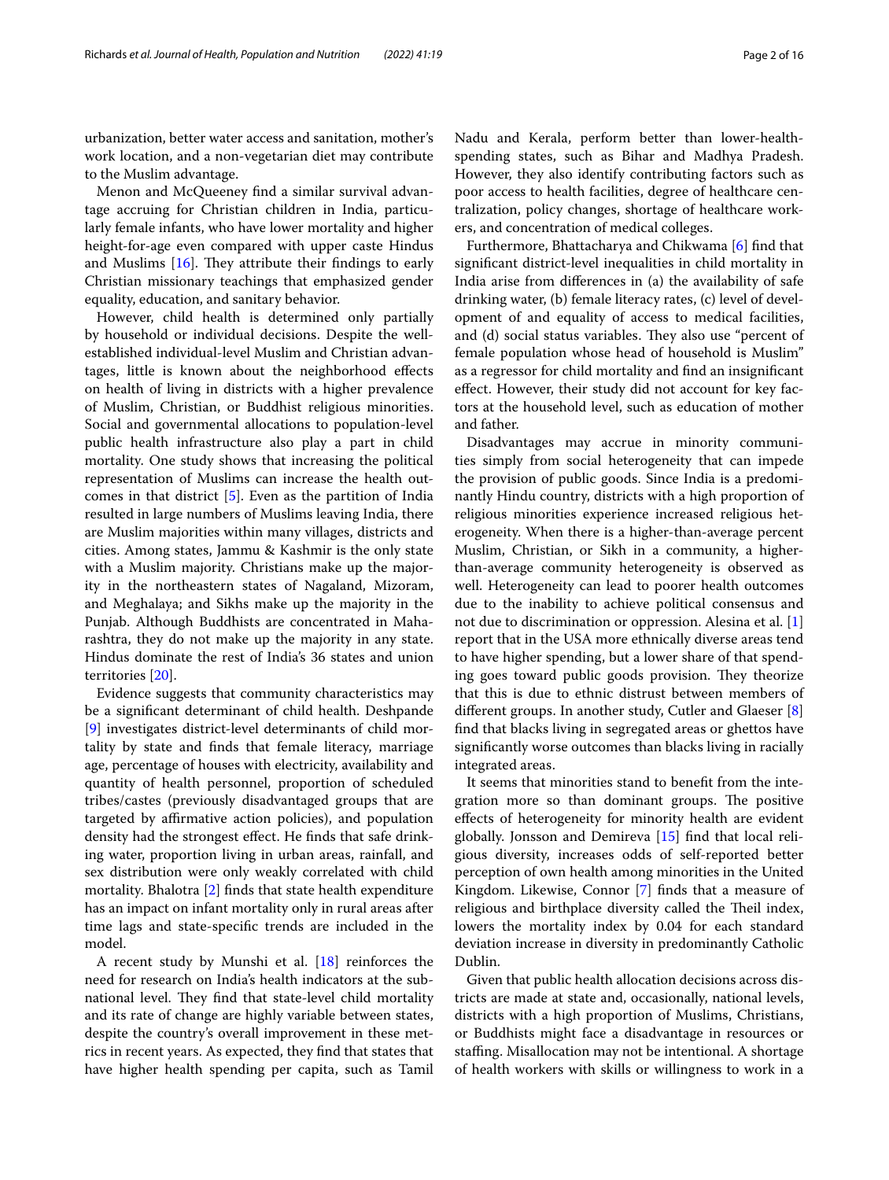urbanization, better water access and sanitation, mother's work location, and a non-vegetarian diet may contribute to the Muslim advantage.

Menon and McQueeney find a similar survival advantage accruing for Christian children in India, particularly female infants, who have lower mortality and higher height-for-age even compared with upper caste Hindus and Muslims [16]. They attribute their findings to early Christian missionary teachings that emphasized gender equality, education, and sanitary behavior.

However, child health is determined only partially by household or individual decisions. Despite the well-established individual-level Muslim and Christian advantages, little is known about the neighborhood effects on health of living in districts with a higher prevalence of Muslim, Christian, or Buddhist religious minorities. Social and governmental allocations to population-level public health infrastructure also play a part in child mortality. One study shows that increasing the political representation of Muslims can increase the health outcomes in that district [5]. Even as the partition of India resulted in large numbers of Muslims leaving India, there are Muslim majorities within many villages, districts and cities. Among states, Jammu & Kashmir is the only state with a Muslim majority. Christians make up the majority in the northeastern states of Nagaland, Mizoram, and Meghalaya; and Sikhs make up the majority in the Punjab. Although Buddhists are concentrated in Maharashtra, they do not make up the majority in any state. Hindus dominate the rest of India's 36 states and union territories [20].

Evidence suggests that community characteristics may be a significant determinant of child health. Deshpande [9] investigates district-level determinants of child mortality by state and finds that female literacy, marriage age, percentage of houses with electricity, availability and quantity of health personnel, proportion of scheduled tribes/castes (previously disadvantaged groups that are targeted by affirmative action policies), and population density had the strongest effect. He finds that safe drinking water, proportion living in urban areas, rainfall, and sex distribution were only weakly correlated with child mortality. Bhalotra [2] finds that state health expenditure has an impact on infant mortality only in rural areas after time lags and state-specific trends are included in the model.

A recent study by Munshi et al. [18] reinforces the need for research on India's health indicators at the subnational level. They find that state-level child mortality and its rate of change are highly variable between states, despite the country's overall improvement in these metrics in recent years. As expected, they find that states that have higher health spending per capita, such as Tamil Nadu and Kerala, perform better than lower-health-spending states, such as Bihar and Madhya Pradesh. However, they also identify contributing factors such as poor access to health facilities, degree of healthcare centralization, policy changes, shortage of healthcare workers, and concentration of medical colleges.

Furthermore, Bhattacharya and Chikwama [6] find that significant district-level inequalities in child mortality in India arise from differences in (a) the availability of safe drinking water, (b) female literacy rates, (c) level of development of and equality of access to medical facilities, and (d) social status variables. They also use "percent of female population whose head of household is Muslim" as a regressor for child mortality and find an insignificant effect. However, their study did not account for key factors at the household level, such as education of mother and father.

Disadvantages may accrue in minority communities simply from social heterogeneity that can impede the provision of public goods. Since India is a predominantly Hindu country, districts with a high proportion of religious minorities experience increased religious heterogeneity. When there is a higher-than-average percent Muslim, Christian, or Sikh in a community, a higher-than-average community heterogeneity is observed as well. Heterogeneity can lead to poorer health outcomes due to the inability to achieve political consensus and not due to discrimination or oppression. Alesina et al. [1] report that in the USA more ethnically diverse areas tend to have higher spending, but a lower share of that spending goes toward public goods provision. They theorize that this is due to ethnic distrust between members of different groups. In another study, Cutler and Glaeser [8] find that blacks living in segregated areas or ghettos have significantly worse outcomes than blacks living in racially integrated areas.

It seems that minorities stand to benefit from the integration more so than dominant groups. The positive effects of heterogeneity for minority health are evident globally. Jonsson and Demireva [15] find that local religious diversity, increases odds of self-reported better perception of own health among minorities in the United Kingdom. Likewise, Connor [7] finds that a measure of religious and birthplace diversity called the Theil index, lowers the mortality index by 0.04 for each standard deviation increase in diversity in predominantly Catholic Dublin.

Given that public health allocation decisions across districts are made at state and, occasionally, national levels, districts with a high proportion of Muslims, Christians, or Buddhists might face a disadvantage in resources or staffing. Misallocation may not be intentional. A shortage of health workers with skills or willingness to work in a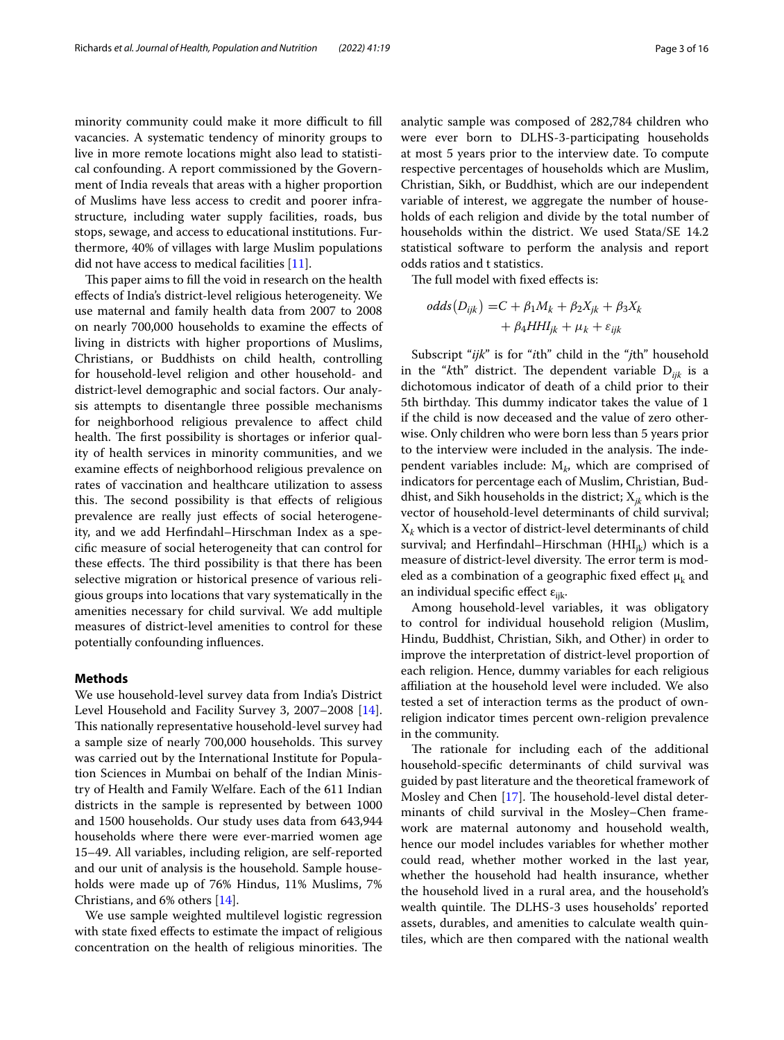minority community could make it more difficult to fill vacancies. A systematic tendency of minority groups to live in more remote locations might also lead to statistical confounding. A report commissioned by the Government of India reveals that areas with a higher proportion of Muslims have less access to credit and poorer infrastructure, including water supply facilities, roads, bus stops, sewage, and access to educational institutions. Furthermore, 40% of villages with large Muslim populations did not have access to medical facilities [11].

This paper aims to fill the void in research on the health effects of India's district-level religious heterogeneity. We use maternal and family health data from 2007 to 2008 on nearly 700,000 households to examine the effects of living in districts with higher proportions of Muslims, Christians, or Buddhists on child health, controlling for household-level religion and other household- and district-level demographic and social factors. Our analysis attempts to disentangle three possible mechanisms for neighborhood religious prevalence to affect child health. The first possibility is shortages or inferior quality of health services in minority communities, and we examine effects of neighborhood religious prevalence on rates of vaccination and healthcare utilization to assess this. The second possibility is that effects of religious prevalence are really just effects of social heterogeneity, and we add Herfindahl–Hirschman Index as a specific measure of social heterogeneity that can control for these effects. The third possibility is that there has been selective migration or historical presence of various religious groups into locations that vary systematically in the amenities necessary for child survival. We add multiple measures of district-level amenities to control for these potentially confounding influences.

## Methods

We use household-level survey data from India's District Level Household and Facility Survey 3, 2007–2008 [14]. This nationally representative household-level survey had a sample size of nearly 700,000 households. This survey was carried out by the International Institute for Population Sciences in Mumbai on behalf of the Indian Ministry of Health and Family Welfare. Each of the 611 Indian districts in the sample is represented by between 1000 and 1500 households. Our study uses data from 643,944 households where there were ever-married women age 15–49. All variables, including religion, are self-reported and our unit of analysis is the household. Sample households were made up of 76% Hindus, 11% Muslims, 7% Christians, and 6% others [14].

We use sample weighted multilevel logistic regression with state fixed effects to estimate the impact of religious concentration on the health of religious minorities. The analytic sample was composed of 282,784 children who were ever born to DLHS-3-participating households at most 5 years prior to the interview date. To compute respective percentages of households which are Muslim, Christian, Sikh, or Buddhist, which are our independent variable of interest, we aggregate the number of households of each religion and divide by the total number of households within the district. We used Stata/SE 14.2 statistical software to perform the analysis and report odds ratios and t statistics.

The full model with fixed effects is:

$$odds(D_{ijk}) = C + \beta_1 M_k + \beta_2 X_{jk} + \beta_3 X_k + \beta_4 HHI_{jk} + \mu_k + \varepsilon_{ijk}$$

Subscript "*ijk*" is for "*i*th" child in the "*j*th" household in the "*k*th" district. The dependent variable $D_{ijk}$ is a dichotomous indicator of death of a child prior to their 5th birthday. This dummy indicator takes the value of 1 if the child is now deceased and the value of zero otherwise. Only children who were born less than 5 years prior to the interview were included in the analysis. The independent variables include: $M_k$, which are comprised of indicators for percentage each of Muslim, Christian, Buddhist, and Sikh households in the district; $X_{jk}$ which is the vector of household-level determinants of child survival; $X_k$ which is a vector of district-level determinants of child survival; and Herfindahl–Hirschman ($HHI_{jk}$) which is a measure of district-level diversity. The error term is modeled as a combination of a geographic fixed effect $\mu_k$ and an individual specific effect $\varepsilon_{ijk}$.

Among household-level variables, it was obligatory to control for individual household religion (Muslim, Hindu, Buddhist, Christian, Sikh, and Other) in order to improve the interpretation of district-level proportion of each religion. Hence, dummy variables for each religious affiliation at the household level were included. We also tested a set of interaction terms as the product of own-religion indicator times percent own-religion prevalence in the community.

The rationale for including each of the additional household-specific determinants of child survival was guided by past literature and the theoretical framework of Mosley and Chen [17]. The household-level distal determinants of child survival in the Mosley–Chen framework are maternal autonomy and household wealth, hence our model includes variables for whether mother could read, whether mother worked in the last year, whether the household had health insurance, whether the household lived in a rural area, and the household's wealth quintile. The DLHS-3 uses households' reported assets, durables, and amenities to calculate wealth quintiles, which are then compared with the national wealth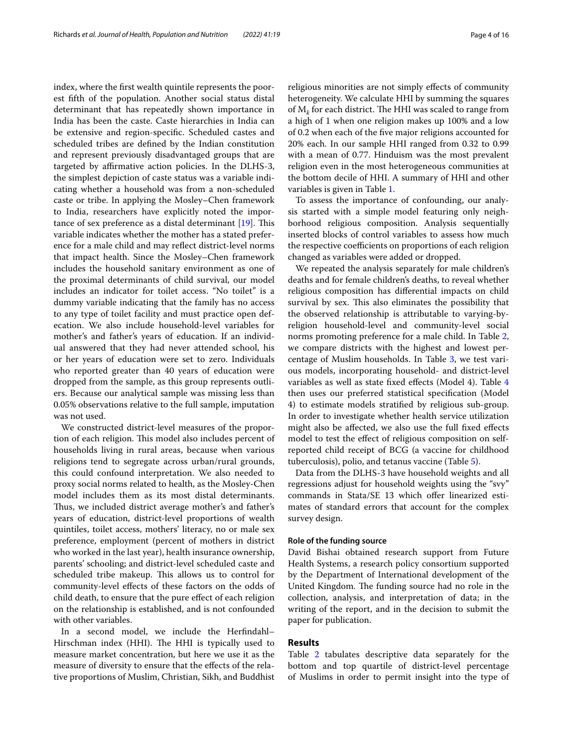index, where the first wealth quintile represents the poorest fifth of the population. Another social status distal determinant that has repeatedly shown importance in India has been the caste. Caste hierarchies in India can be extensive and region-specific. Scheduled castes and scheduled tribes are defined by the Indian constitution and represent previously disadvantaged groups that are targeted by affirmative action policies. In the DLHS-3, the simplest depiction of caste status was a variable indicating whether a household was from a non-scheduled caste or tribe. In applying the Mosley–Chen framework to India, researchers have explicitly noted the importance of sex preference as a distal determinant [19]. This variable indicates whether the mother has a stated preference for a male child and may reflect district-level norms that impact health. Since the Mosley–Chen framework includes the household sanitary environment as one of the proximal determinants of child survival, our model includes an indicator for toilet access. "No toilet" is a dummy variable indicating that the family has no access to any type of toilet facility and must practice open defecation. We also include household-level variables for mother's and father's years of education. If an individual answered that they had never attended school, his or her years of education were set to zero. Individuals who reported greater than 40 years of education were dropped from the sample, as this group represents outliers. Because our analytical sample was missing less than 0.05% observations relative to the full sample, imputation was not used.

We constructed district-level measures of the proportion of each religion. This model also includes percent of households living in rural areas, because when various religions tend to segregate across urban/rural grounds, this could confound interpretation. We also needed to proxy social norms related to health, as the Mosley-Chen model includes them as its most distal determinants. Thus, we included district average mother's and father's years of education, district-level proportions of wealth quintiles, toilet access, mothers' literacy, no or male sex preference, employment (percent of mothers in district who worked in the last year), health insurance ownership, parents' schooling; and district-level scheduled caste and scheduled tribe makeup. This allows us to control for community-level effects of these factors on the odds of child death, to ensure that the pure effect of each religion on the relationship is established, and is not confounded with other variables.

In a second model, we include the Herfindahl–Hirschman index (HHI). The HHI is typically used to measure market concentration, but here we use it as the measure of diversity to ensure that the effects of the relative proportions of Muslim, Christian, Sikh, and Buddhist religious minorities are not simply effects of community heterogeneity. We calculate HHI by summing the squares of $M_k$ for each district. The HHI was scaled to range from a high of 1 when one religion makes up 100% and a low of 0.2 when each of the five major religions accounted for 20% each. In our sample HHI ranged from 0.32 to 0.99 with a mean of 0.77. Hinduism was the most prevalent religion even in the most heterogeneous communities at the bottom decile of HHI. A summary of HHI and other variables is given in Table 1.

To assess the importance of confounding, our analysis started with a simple model featuring only neighborhood religious composition. Analysis sequentially inserted blocks of control variables to assess how much the respective coefficients on proportions of each religion changed as variables were added or dropped.

We repeated the analysis separately for male children's deaths and for female children's deaths, to reveal whether religious composition has differential impacts on child survival by sex. This also eliminates the possibility that the observed relationship is attributable to varying-by-religion household-level and community-level social norms promoting preference for a male child. In Table 2, we compare districts with the highest and lowest percentage of Muslim households. In Table 3, we test various models, incorporating household- and district-level variables as well as state fixed effects (Model 4). Table 4 then uses our preferred statistical specification (Model 4) to estimate models stratified by religious sub-group. In order to investigate whether health service utilization might also be affected, we also use the full fixed effects model to test the effect of religious composition on self-reported child receipt of BCG (a vaccine for childhood tuberculosis), polio, and tetanus vaccine (Table 5).

Data from the DLHS-3 have household weights and all regressions adjust for household weights using the "svy" commands in Stata/SE 13 which offer linearized estimates of standard errors that account for the complex survey design.

#### Role of the funding source

David Bishai obtained research support from Future Health Systems, a research policy consortium supported by the Department of International development of the United Kingdom. The funding source had no role in the collection, analysis, and interpretation of data; in the writing of the report, and in the decision to submit the paper for publication.

## Results

Table 2 tabulates descriptive data separately for the bottom and top quartile of district-level percentage of Muslims in order to permit insight into the type of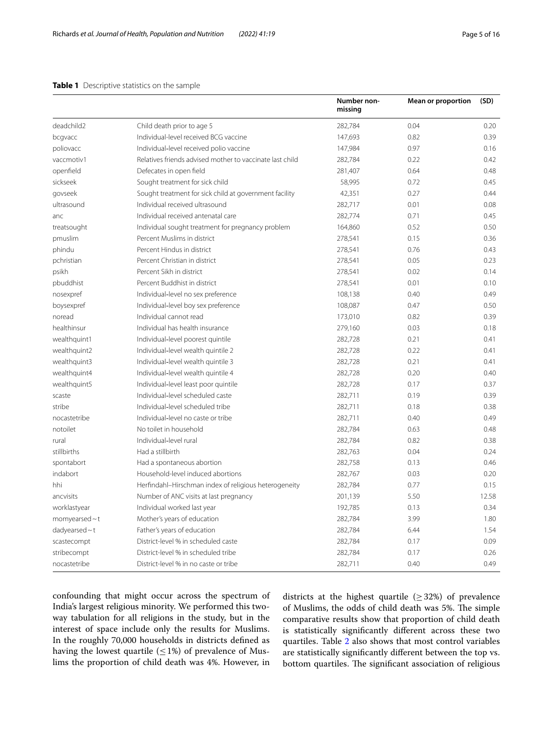**Table 1** Descriptive statistics on the sample

| | | Number non-missing | Mean or proportion | (SD) |
|---|---|---|---|---|
| deadchild2 | Child death prior to age 5 | 282,784 | 0.04 | 0.20 |
| bcgvacc | Individual-level received BCG vaccine | 147,693 | 0.82 | 0.39 |
| poliovacc | Individual-level received polio vaccine | 147,984 | 0.97 | 0.16 |
| vaccmotiv1 | Relatives friends advised mother to vaccinate last child | 282,784 | 0.22 | 0.42 |
| openfield | Defecates in open field | 281,407 | 0.64 | 0.48 |
| sickseek | Sought treatment for sick child | 58,995 | 0.72 | 0.45 |
| govseek | Sought treatment for sick child at government facility | 42,351 | 0.27 | 0.44 |
| ultrasound | Individual received ultrasound | 282,717 | 0.01 | 0.08 |
| anc | Individual received antenatal care | 282,774 | 0.71 | 0.45 |
| treatsought | Individual sought treatment for pregnancy problem | 164,860 | 0.52 | 0.50 |
| pmuslim | Percent Muslims in district | 278,541 | 0.15 | 0.36 |
| phindu | Percent Hindus in district | 278,541 | 0.76 | 0.43 |
| pchristian | Percent Christian in district | 278,541 | 0.05 | 0.23 |
| psikh | Percent Sikh in district | 278,541 | 0.02 | 0.14 |
| pbuddhist | Percent Buddhist in district | 278,541 | 0.01 | 0.10 |
| nosexpref | Individual-level no sex preference | 108,138 | 0.40 | 0.49 |
| boysexpref | Individual-level boy sex preference | 108,087 | 0.47 | 0.50 |
| noread | Individual cannot read | 173,010 | 0.82 | 0.39 |
| healthinsur | Individual has health insurance | 279,160 | 0.03 | 0.18 |
| wealthquint1 | Individual-level poorest quintile | 282,728 | 0.21 | 0.41 |
| wealthquint2 | Individual-level wealth quintile 2 | 282,728 | 0.22 | 0.41 |
| wealthquint3 | Individual-level wealth quintile 3 | 282,728 | 0.21 | 0.41 |
| wealthquint4 | Individual-level wealth quintile 4 | 282,728 | 0.20 | 0.40 |
| wealthquint5 | Individual-level least poor quintile | 282,728 | 0.17 | 0.37 |
| scaste | Individual-level scheduled caste | 282,711 | 0.19 | 0.39 |
| stribe | Individual-level scheduled tribe | 282,711 | 0.18 | 0.38 |
| nocastetribe | Individual-level no caste or tribe | 282,711 | 0.40 | 0.49 |
| notoilet | No toilet in household | 282,784 | 0.63 | 0.48 |
| rural | Individual-level rural | 282,784 | 0.82 | 0.38 |
| stillbirths | Had a stillbirth | 282,763 | 0.04 | 0.24 |
| spontabort | Had a spontaneous abortion | 282,758 | 0.13 | 0.46 |
| indabort | Household-level induced abortions | 282,767 | 0.03 | 0.20 |
| hhi | Herfindahl–Hirschman index of religious heterogeneity | 282,784 | 0.77 | 0.15 |
| ancvisits | Number of ANC visits at last pregnancy | 201,139 | 5.50 | 12.58 |
| worklastyear | Individual worked last year | 192,785 | 0.13 | 0.34 |
| momyearsed~t | Mother's years of education | 282,784 | 3.99 | 1.80 |
| dadyearsed~t | Father's years of education | 282,784 | 6.44 | 1.54 |
| scastecompt | District-level % in scheduled caste | 282,784 | 0.17 | 0.09 |
| stribecompt | District-level % in scheduled tribe | 282,784 | 0.17 | 0.26 |
| nocastetribe | District-level % in no caste or tribe | 282,711 | 0.40 | 0.49 |

confounding that might occur across the spectrum of India's largest religious minority. We performed this two-way tabulation for all religions in the study, but in the interest of space include only the results for Muslims. In the roughly 70,000 households in districts defined as having the lowest quartile ($\leq 1\%$) of prevalence of Muslims the proportion of child death was 4%. However, in districts at the highest quartile ($\geq 32\%$) of prevalence of Muslims, the odds of child death was 5%. The simple comparative results show that proportion of child death is statistically significantly different across these two quartiles. Table 2 also shows that most control variables are statistically significantly different between the top vs. bottom quartiles. The significant association of religious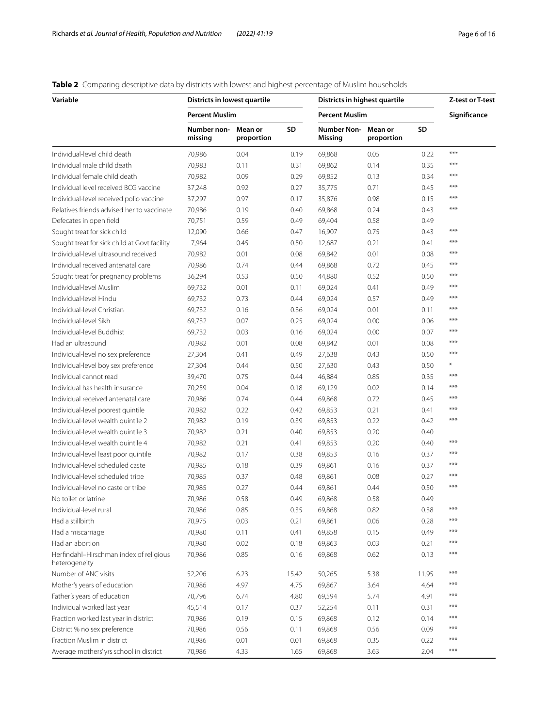**Table 2** Comparing descriptive data by districts with lowest and highest percentage of Muslim households

| Variable | Districts in lowest quartile | | | Districts in highest quartile | | | Z-test or T-test |
|---|---|---|---|---|---|---|---|
| | Percent Muslim | | | Percent Muslim | | | Significance |
| | Number non-missing | Mean or proportion | SD | Number Non-Missing | Mean or proportion | SD | |
| Individual-level child death | 70,986 | 0.04 | 0.19 | 69,868 | 0.05 | 0.22 | *** |
| Individual male child death | 70,983 | 0.11 | 0.31 | 69,862 | 0.14 | 0.35 | *** |
| Individual female child death | 70,982 | 0.09 | 0.29 | 69,852 | 0.13 | 0.34 | *** |
| Individual level received BCG vaccine | 37,248 | 0.92 | 0.27 | 35,775 | 0.71 | 0.45 | *** |
| Individual-level received polio vaccine | 37,297 | 0.97 | 0.17 | 35,876 | 0.98 | 0.15 | *** |
| Relatives friends advised her to vaccinate | 70,986 | 0.19 | 0.40 | 69,868 | 0.24 | 0.43 | *** |
| Defecates in open field | 70,751 | 0.59 | 0.49 | 69,404 | 0.58 | 0.49 | |
| Sought treat for sick child | 12,090 | 0.66 | 0.47 | 16,907 | 0.75 | 0.43 | *** |
| Sought treat for sick child at Govt facility | 7,964 | 0.45 | 0.50 | 12,687 | 0.21 | 0.41 | *** |
| Individual-level ultrasound received | 70,982 | 0.01 | 0.08 | 69,842 | 0.01 | 0.08 | *** |
| Individual received antenatal care | 70,986 | 0.74 | 0.44 | 69,868 | 0.72 | 0.45 | *** |
| Sought treat for pregnancy problems | 36,294 | 0.53 | 0.50 | 44,880 | 0.52 | 0.50 | *** |
| Individual-level Muslim | 69,732 | 0.01 | 0.11 | 69,024 | 0.41 | 0.49 | *** |
| Individual-level Hindu | 69,732 | 0.73 | 0.44 | 69,024 | 0.57 | 0.49 | *** |
| Individual-level Christian | 69,732 | 0.16 | 0.36 | 69,024 | 0.01 | 0.11 | *** |
| Individual-level Sikh | 69,732 | 0.07 | 0.25 | 69,024 | 0.00 | 0.06 | *** |
| Individual-level Buddhist | 69,732 | 0.03 | 0.16 | 69,024 | 0.00 | 0.07 | *** |
| Had an ultrasound | 70,982 | 0.01 | 0.08 | 69,842 | 0.01 | 0.08 | *** |
| Individual-level no sex preference | 27,304 | 0.41 | 0.49 | 27,638 | 0.43 | 0.50 | *** |
| Individual-level boy sex preference | 27,304 | 0.44 | 0.50 | 27,630 | 0.43 | 0.50 | * |
| Individual cannot read | 39,470 | 0.75 | 0.44 | 46,884 | 0.85 | 0.35 | *** |
| Individual has health insurance | 70,259 | 0.04 | 0.18 | 69,129 | 0.02 | 0.14 | *** |
| Individual received antenatal care | 70,986 | 0.74 | 0.44 | 69,868 | 0.72 | 0.45 | *** |
| Individual-level poorest quintile | 70,982 | 0.22 | 0.42 | 69,853 | 0.21 | 0.41 | *** |
| Individual-level wealth quintile 2 | 70,982 | 0.19 | 0.39 | 69,853 | 0.22 | 0.42 | *** |
| Individual-level wealth quintile 3 | 70,982 | 0.21 | 0.40 | 69,853 | 0.20 | 0.40 | |
| Individual-level wealth quintile 4 | 70,982 | 0.21 | 0.41 | 69,853 | 0.20 | 0.40 | *** |
| Individual-level least poor quintile | 70,982 | 0.17 | 0.38 | 69,853 | 0.16 | 0.37 | *** |
| Individual-level scheduled caste | 70,985 | 0.18 | 0.39 | 69,861 | 0.16 | 0.37 | *** |
| Individual-level scheduled tribe | 70,985 | 0.37 | 0.48 | 69,861 | 0.08 | 0.27 | *** |
| Individual-level no caste or tribe | 70,985 | 0.27 | 0.44 | 69,861 | 0.44 | 0.50 | *** |
| No toilet or latrine | 70,986 | 0.58 | 0.49 | 69,868 | 0.58 | 0.49 | |
| Individual-level rural | 70,986 | 0.85 | 0.35 | 69,868 | 0.82 | 0.38 | *** |
| Had a stillbirth | 70,975 | 0.03 | 0.21 | 69,861 | 0.06 | 0.28 | *** |
| Had a miscarriage | 70,980 | 0.11 | 0.41 | 69,858 | 0.15 | 0.49 | *** |
| Had an abortion | 70,980 | 0.02 | 0.18 | 69,863 | 0.03 | 0.21 | *** |
| Herfindahl–Hirschman index of religious heterogeneity | 70,986 | 0.85 | 0.16 | 69,868 | 0.62 | 0.13 | *** |
| Number of ANC visits | 52,206 | 6.23 | 15.42 | 50,265 | 5.38 | 11.95 | *** |
| Mother's years of education | 70,986 | 4.97 | 4.75 | 69,867 | 3.64 | 4.64 | *** |
| Father's years of education | 70,796 | 6.74 | 4.80 | 69,594 | 5.74 | 4.91 | *** |
| Individual worked last year | 45,514 | 0.17 | 0.37 | 52,254 | 0.11 | 0.31 | *** |
| Fraction worked last year in district | 70,986 | 0.19 | 0.15 | 69,868 | 0.12 | 0.14 | *** |
| District % no sex preference | 70,986 | 0.56 | 0.11 | 69,868 | 0.56 | 0.09 | *** |
| Fraction Muslim in district | 70,986 | 0.01 | 0.01 | 69,868 | 0.35 | 0.22 | *** |
| Average mothers' yrs school in district | 70,986 | 4.33 | 1.65 | 69,868 | 3.63 | 2.04 | *** |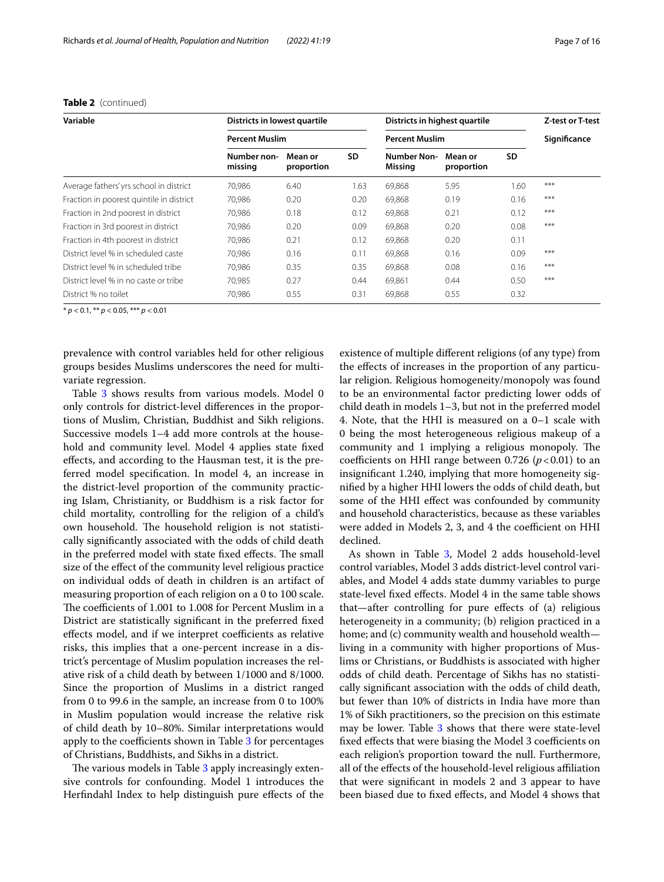**Table 2** (continued)

| Variable | Districts in lowest quartile | | | Districts in highest quartile | | | Z-test or T-test |
|---|---|---|---|---|---|---|---|
| | Percent Muslim | | | Percent Muslim | | | Significance |
| | Number non-missing | Mean or proportion | SD | Number Non-Missing | Mean or proportion | SD | |
| Average fathers' yrs school in district | 70,986 | 6.40 | 1.63 | 69,868 | 5.95 | 1.60 | *** |
| Fraction in poorest quintile in district | 70,986 | 0.20 | 0.20 | 69,868 | 0.19 | 0.16 | *** |
| Fraction in 2nd poorest in district | 70,986 | 0.18 | 0.12 | 69,868 | 0.21 | 0.12 | *** |
| Fraction in 3rd poorest in district | 70,986 | 0.20 | 0.09 | 69,868 | 0.20 | 0.08 | *** |
| Fraction in 4th poorest in district | 70,986 | 0.21 | 0.12 | 69,868 | 0.20 | 0.11 | |
| District level % in scheduled caste | 70,986 | 0.16 | 0.11 | 69,868 | 0.16 | 0.09 | *** |
| District level % in scheduled tribe | 70,986 | 0.35 | 0.35 | 69,868 | 0.08 | 0.16 | *** |
| District level % in no caste or tribe | 70,985 | 0.27 | 0.44 | 69,861 | 0.44 | 0.50 | *** |
| District % no toilet | 70,986 | 0.55 | 0.31 | 69,868 | 0.55 | 0.32 | |

* $p < 0.1$, ** $p < 0.05$, *** $p < 0.01$

prevalence with control variables held for other religious groups besides Muslims underscores the need for multivariate regression.

Table 3 shows results from various models. Model 0 only controls for district-level differences in the proportions of Muslim, Christian, Buddhist and Sikh religions. Successive models 1–4 add more controls at the household and community level. Model 4 applies state fixed effects, and according to the Hausman test, it is the preferred model specification. In model 4, an increase in the district-level proportion of the community practicing Islam, Christianity, or Buddhism is a risk factor for child mortality, controlling for the religion of a child's own household. The household religion is not statistically significantly associated with the odds of child death in the preferred model with state fixed effects. The small size of the effect of the community level religious practice on individual odds of death in children is an artifact of measuring proportion of each religion on a 0 to 100 scale. The coefficients of 1.001 to 1.008 for Percent Muslim in a District are statistically significant in the preferred fixed effects model, and if we interpret coefficients as relative risks, this implies that a one-percent increase in a district's percentage of Muslim population increases the relative risk of a child death by between 1/1000 and 8/1000. Since the proportion of Muslims in a district ranged from 0 to 99.6 in the sample, an increase from 0 to 100% in Muslim population would increase the relative risk of child death by 10–80%. Similar interpretations would apply to the coefficients shown in Table 3 for percentages of Christians, Buddhists, and Sikhs in a district.

The various models in Table 3 apply increasingly extensive controls for confounding. Model 1 introduces the Herfindahl Index to help distinguish pure effects of the existence of multiple different religions (of any type) from the effects of increases in the proportion of any particular religion. Religious homogeneity/monopoly was found to be an environmental factor predicting lower odds of child death in models 1–3, but not in the preferred model 4. Note, that the HHI is measured on a 0–1 scale with 0 being the most heterogeneous religious makeup of a community and 1 implying a religious monopoly. The coefficients on HHI range between 0.726 ($p < 0.01$) to an insignificant 1.240, implying that more homogeneity signified by a higher HHI lowers the odds of child death, but some of the HHI effect was confounded by community and household characteristics, because as these variables were added in Models 2, 3, and 4 the coefficient on HHI declined.

As shown in Table 3, Model 2 adds household-level control variables, Model 3 adds district-level control variables, and Model 4 adds state dummy variables to purge state-level fixed effects. Model 4 in the same table shows that—after controlling for pure effects of (a) religious heterogeneity in a community; (b) religion practiced in a home; and (c) community wealth and household wealth—living in a community with higher proportions of Muslims or Christians, or Buddhists is associated with higher odds of child death. Percentage of Sikhs has no statistically significant association with the odds of child death, but fewer than 10% of districts in India have more than 1% of Sikh practitioners, so the precision on this estimate may be lower. Table 3 shows that there were state-level fixed effects that were biasing the Model 3 coefficients on each religion's proportion toward the null. Furthermore, all of the effects of the household-level religious affiliation that were significant in models 2 and 3 appear to have been biased due to fixed effects, and Model 4 shows that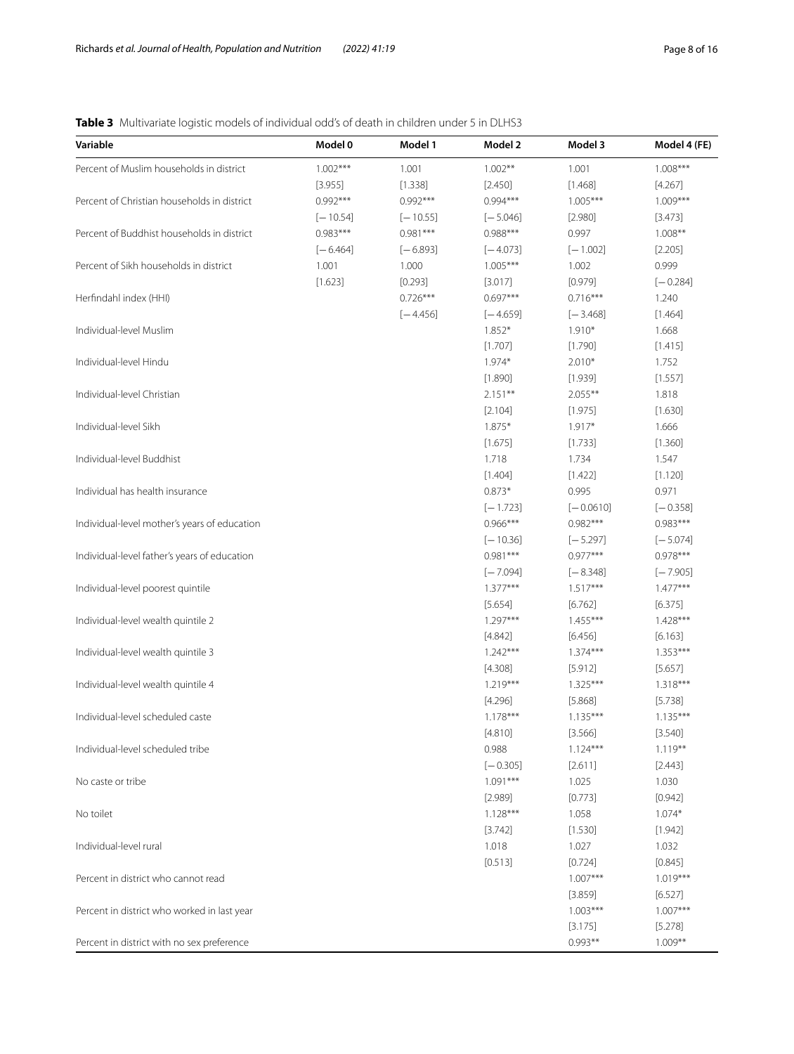**Table 3** Multivariate logistic models of individual odd's of death in children under 5 in DLHS3

| Variable | Model 0 | Model 1 | Model 2 | Model 3 | Model 4 (FE) |
|---|---|---|---|---|---|
| Percent of Muslim households in district | 1.002*** | 1.001 | 1.002** | 1.001 | 1.008*** |
| | [3.955] | [1.338] | [2.450] | [1.468] | [4.267] |
| Percent of Christian households in district | 0.992*** | 0.992*** | 0.994*** | 1.005*** | 1.009*** |
| | [−10.54] | [−10.55] | [−5.046] | [2.980] | [3.473] |
| Percent of Buddhist households in district | 0.983*** | 0.981*** | 0.988*** | 0.997 | 1.008** |
| | [−6.464] | [−6.893] | [−4.073] | [−1.002] | [2.205] |
| Percent of Sikh households in district | 1.001 | 1.000 | 1.005*** | 1.002 | 0.999 |
| | [1.623] | [0.293] | [3.017] | [0.979] | [−0.284] |
| Herfindahl index (HHI) | | 0.726*** | 0.697*** | 0.716*** | 1.240 |
| | | [−4.456] | [−4.659] | [−3.468] | [1.464] |
| Individual-level Muslim | | | 1.852* | 1.910* | 1.668 |
| | | | [1.707] | [1.790] | [1.415] |
| Individual-level Hindu | | | 1.974* | 2.010* | 1.752 |
| | | | [1.890] | [1.939] | [1.557] |
| Individual-level Christian | | | 2.151** | 2.055** | 1.818 |
| | | | [2.104] | [1.975] | [1.630] |
| Individual-level Sikh | | | 1.875* | 1.917* | 1.666 |
| | | | [1.675] | [1.733] | [1.360] |
| Individual-level Buddhist | | | 1.718 | 1.734 | 1.547 |
| | | | [1.404] | [1.422] | [1.120] |
| Individual has health insurance | | | 0.873* | 0.995 | 0.971 |
| | | | [−1.723] | [−0.0610] | [−0.358] |
| Individual-level mother's years of education | | | 0.966*** | 0.982*** | 0.983*** |
| | | | [−10.36] | [−5.297] | [−5.074] |
| Individual-level father's years of education | | | 0.981*** | 0.977*** | 0.978*** |
| | | | [−7.094] | [−8.348] | [−7.905] |
| Individual-level poorest quintile | | | 1.377*** | 1.517*** | 1.477*** |
| | | | [5.654] | [6.762] | [6.375] |
| Individual-level wealth quintile 2 | | | 1.297*** | 1.455*** | 1.428*** |
| | | | [4.842] | [6.456] | [6.163] |
| Individual-level wealth quintile 3 | | | 1.242*** | 1.374*** | 1.353*** |
| | | | [4.308] | [5.912] | [5.657] |
| Individual-level wealth quintile 4 | | | 1.219*** | 1.325*** | 1.318*** |
| | | | [4.296] | [5.868] | [5.738] |
| Individual-level scheduled caste | | | 1.178*** | 1.135*** | 1.135*** |
| | | | [4.810] | [3.566] | [3.540] |
| Individual-level scheduled tribe | | | 0.988 | 1.124*** | 1.119** |
| | | | [−0.305] | [2.611] | [2.443] |
| No caste or tribe | | | 1.091*** | 1.025 | 1.030 |
| | | | [2.989] | [0.773] | [0.942] |
| No toilet | | | 1.128*** | 1.058 | 1.074* |
| | | | [3.742] | [1.530] | [1.942] |
| Individual-level rural | | | 1.018 | 1.027 | 1.032 |
| | | | [0.513] | [0.724] | [0.845] |
| Percent in district who cannot read | | | | 1.007*** | 1.019*** |
| | | | | [3.859] | [6.527] |
| Percent in district who worked in last year | | | | 1.003*** | 1.007*** |
| | | | | [3.175] | [5.278] |
| Percent in district with no sex preference | | | | 0.993** | 1.009** |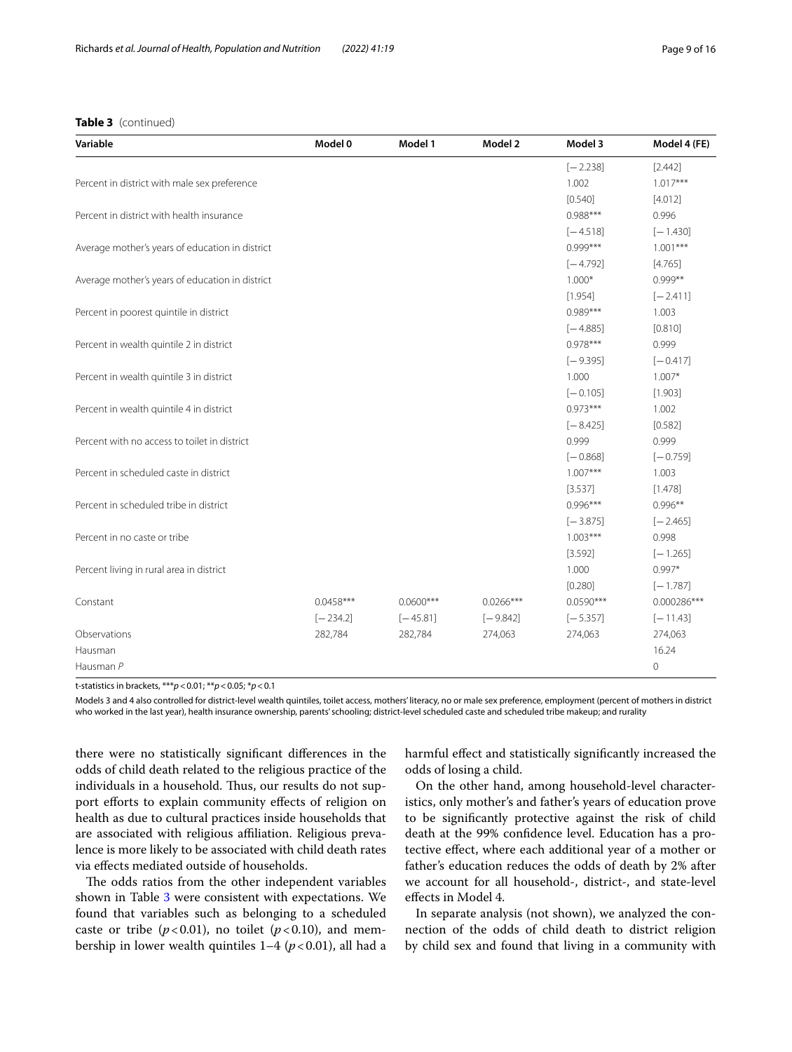**Table 3** (continued)

| Variable | Model 0 | Model 1 | Model 2 | Model 3 | Model 4 (FE) |
|---|---|---|---|---|---|
| | | | | [−2.238] | [2.442] |
| Percent in district with male sex preference | | | | 1.002 | 1.017*** |
| | | | | [0.540] | [4.012] |
| Percent in district with health insurance | | | | 0.988*** | 0.996 |
| | | | | [−4.518] | [−1.430] |
| Average mother's years of education in district | | | | 0.999*** | 1.001*** |
| | | | | [−4.792] | [4.765] |
| Average mother's years of education in district | | | | 1.000* | 0.999** |
| | | | | [1.954] | [−2.411] |
| Percent in poorest quintile in district | | | | 0.989*** | 1.003 |
| | | | | [−4.885] | [0.810] |
| Percent in wealth quintile 2 in district | | | | 0.978*** | 0.999 |
| | | | | [−9.395] | [−0.417] |
| Percent in wealth quintile 3 in district | | | | 1.000 | 1.007* |
| | | | | [−0.105] | [1.903] |
| Percent in wealth quintile 4 in district | | | | 0.973*** | 1.002 |
| | | | | [−8.425] | [0.582] |
| Percent with no access to toilet in district | | | | 0.999 | 0.999 |
| | | | | [−0.868] | [−0.759] |
| Percent in scheduled caste in district | | | | 1.007*** | 1.003 |
| | | | | [3.537] | [1.478] |
| Percent in scheduled tribe in district | | | | 0.996*** | 0.996** |
| | | | | [−3.875] | [−2.465] |
| Percent in no caste or tribe | | | | 1.003*** | 0.998 |
| | | | | [3.592] | [−1.265] |
| Percent living in rural area in district | | | | 1.000 | 0.997* |
| | | | | [0.280] | [−1.787] |
| Constant | 0.0458*** | 0.0600*** | 0.0266*** | 0.0590*** | 0.000286*** |
| | [−234.2] | [−45.81] | [−9.842] | [−5.357] | [−11.43] |
| Observations | 282,784 | 282,784 | 274,063 | 274,063 | 274,063 |
| Hausman | | | | | 16.24 |
| Hausman *P* | | | | | 0 |

t-statistics in brackets, ***$p<0.01$; **$p<0.05$; *$p<0.1$

Models 3 and 4 also controlled for district-level wealth quintiles, toilet access, mothers' literacy, no or male sex preference, employment (percent of mothers in district who worked in the last year), health insurance ownership, parents' schooling; district-level scheduled caste and scheduled tribe makeup; and rurality

there were no statistically significant differences in the odds of child death related to the religious practice of the individuals in a household. Thus, our results do not support efforts to explain community effects of religion on health as due to cultural practices inside households that are associated with religious affiliation. Religious prevalence is more likely to be associated with child death rates via effects mediated outside of households.

The odds ratios from the other independent variables shown in Table 3 were consistent with expectations. We found that variables such as belonging to a scheduled caste or tribe ($p<0.01$), no toilet ($p<0.10$), and membership in lower wealth quintiles 1–4 ($p<0.01$), all had a harmful effect and statistically significantly increased the odds of losing a child.

On the other hand, among household-level characteristics, only mother's and father's years of education prove to be significantly protective against the risk of child death at the 99% confidence level. Education has a protective effect, where each additional year of a mother or father's education reduces the odds of death by 2% after we account for all household-, district-, and state-level effects in Model 4.

In separate analysis (not shown), we analyzed the connection of the odds of child death to district religion by child sex and found that living in a community with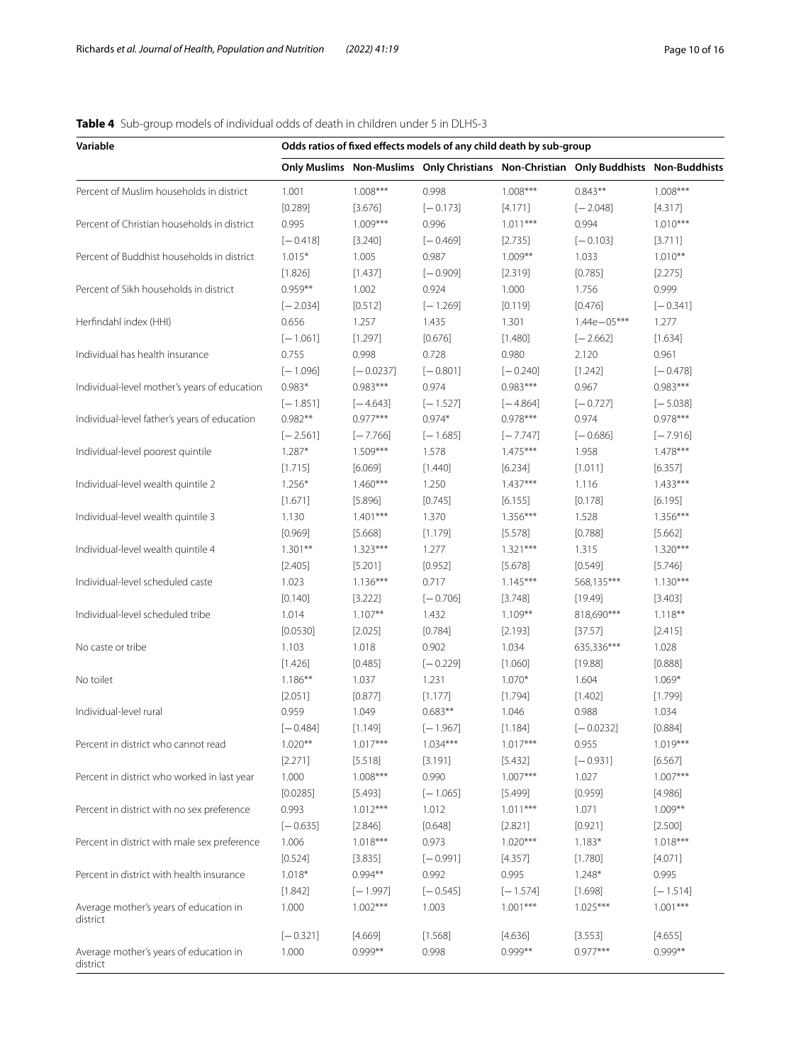**Table 4** Sub-group models of individual odds of death in children under 5 in DLHS-3

| Variable | Odds ratios of fixed effects models of any child death by sub-group | | | | | |
|---|---|---|---|---|---|---|
| | Only Muslims | Non-Muslims | Only Christians | Non-Christian | Only Buddhists | Non-Buddhists |
| Percent of Muslim households in district | 1.001 | 1.008*** | 0.998 | 1.008*** | 0.843** | 1.008*** |
| | [0.289] | [3.676] | [−0.173] | [4.171] | [−2.048] | [4.317] |
| Percent of Christian households in district | 0.995 | 1.009*** | 0.996 | 1.011*** | 0.994 | 1.010*** |
| | [−0.418] | [3.240] | [−0.469] | [2.735] | [−0.103] | [3.711] |
| Percent of Buddhist households in district | 1.015* | 1.005 | 0.987 | 1.009** | 1.033 | 1.010** |
| | [1.826] | [1.437] | [−0.909] | [2.319] | [0.785] | [2.275] |
| Percent of Sikh households in district | 0.959** | 1.002 | 0.924 | 1.000 | 1.756 | 0.999 |
| | [−2.034] | [0.512] | [−1.269] | [0.119] | [0.476] | [−0.341] |
| Herfindahl index (HHI) | 0.656 | 1.257 | 1.435 | 1.301 | 1.44e−05*** | 1.277 |
| | [−1.061] | [1.297] | [0.676] | [1.480] | [−2.662] | [1.634] |
| Individual has health insurance | 0.755 | 0.998 | 0.728 | 0.980 | 2.120 | 0.961 |
| | [−1.096] | [−0.0237] | [−0.801] | [−0.240] | [1.242] | [−0.478] |
| Individual-level mother's years of education | 0.983* | 0.983*** | 0.974 | 0.983*** | 0.967 | 0.983*** |
| | [−1.851] | [−4.643] | [−1.527] | [−4.864] | [−0.727] | [−5.038] |
| Individual-level father's years of education | 0.982** | 0.977*** | 0.974* | 0.978*** | 0.974 | 0.978*** |
| | [−2.561] | [−7.766] | [−1.685] | [−7.747] | [−0.686] | [−7.916] |
| Individual-level poorest quintile | 1.287* | 1.509*** | 1.578 | 1.475*** | 1.958 | 1.478*** |
| | [1.715] | [6.069] | [1.440] | [6.234] | [1.011] | [6.357] |
| Individual-level wealth quintile 2 | 1.256* | 1.460*** | 1.250 | 1.437*** | 1.116 | 1.433*** |
| | [1.671] | [5.896] | [0.745] | [6.155] | [0.178] | [6.195] |
| Individual-level wealth quintile 3 | 1.130 | 1.401*** | 1.370 | 1.356*** | 1.528 | 1.356*** |
| | [0.969] | [5.668] | [1.179] | [5.578] | [0.788] | [5.662] |
| Individual-level wealth quintile 4 | 1.301** | 1.323*** | 1.277 | 1.321*** | 1.315 | 1.320*** |
| | [2.405] | [5.201] | [0.952] | [5.678] | [0.549] | [5.746] |
| Individual-level scheduled caste | 1.023 | 1.136*** | 0.717 | 1.145*** | 568,135*** | 1.130*** |
| | [0.140] | [3.222] | [−0.706] | [3.748] | [19.49] | [3.403] |
| Individual-level scheduled tribe | 1.014 | 1.107** | 1.432 | 1.109** | 818,690*** | 1.118** |
| | [0.0530] | [2.025] | [0.784] | [2.193] | [37.57] | [2.415] |
| No caste or tribe | 1.103 | 1.018 | 0.902 | 1.034 | 635,336*** | 1.028 |
| | [1.426] | [0.485] | [−0.229] | [1.060] | [19.88] | [0.888] |
| No toilet | 1.186** | 1.037 | 1.231 | 1.070* | 1.604 | 1.069* |
| | [2.051] | [0.877] | [1.177] | [1.794] | [1.402] | [1.799] |
| Individual-level rural | 0.959 | 1.049 | 0.683** | 1.046 | 0.988 | 1.034 |
| | [−0.484] | [1.149] | [−1.967] | [1.184] | [−0.0232] | [0.884] |
| Percent in district who cannot read | 1.020** | 1.017*** | 1.034*** | 1.017*** | 0.955 | 1.019*** |
| | [2.271] | [5.518] | [3.191] | [5.432] | [−0.931] | [6.567] |
| Percent in district who worked in last year | 1.000 | 1.008*** | 0.990 | 1.007*** | 1.027 | 1.007*** |
| | [0.0285] | [5.493] | [−1.065] | [5.499] | [0.959] | [4.986] |
| Percent in district with no sex preference | 0.993 | 1.012*** | 1.012 | 1.011*** | 1.071 | 1.009** |
| | [−0.635] | [2.846] | [0.648] | [2.821] | [0.921] | [2.500] |
| Percent in district with male sex preference | 1.006 | 1.018*** | 0.973 | 1.020*** | 1.183* | 1.018*** |
| | [0.524] | [3.835] | [−0.991] | [4.357] | [1.780] | [4.071] |
| Percent in district with health insurance | 1.018* | 0.994** | 0.992 | 0.995 | 1.248* | 0.995 |
| | [1.842] | [−1.997] | [−0.545] | [−1.574] | [1.698] | [−1.514] |
| Average mother's years of education in district | 1.000 | 1.002*** | 1.003 | 1.001*** | 1.025*** | 1.001*** |
| | [−0.321] | [4.669] | [1.568] | [4.636] | [3.553] | [4.655] |
| Average mother's years of education in district | 1.000 | 0.999** | 0.998 | 0.999** | 0.977*** | 0.999** |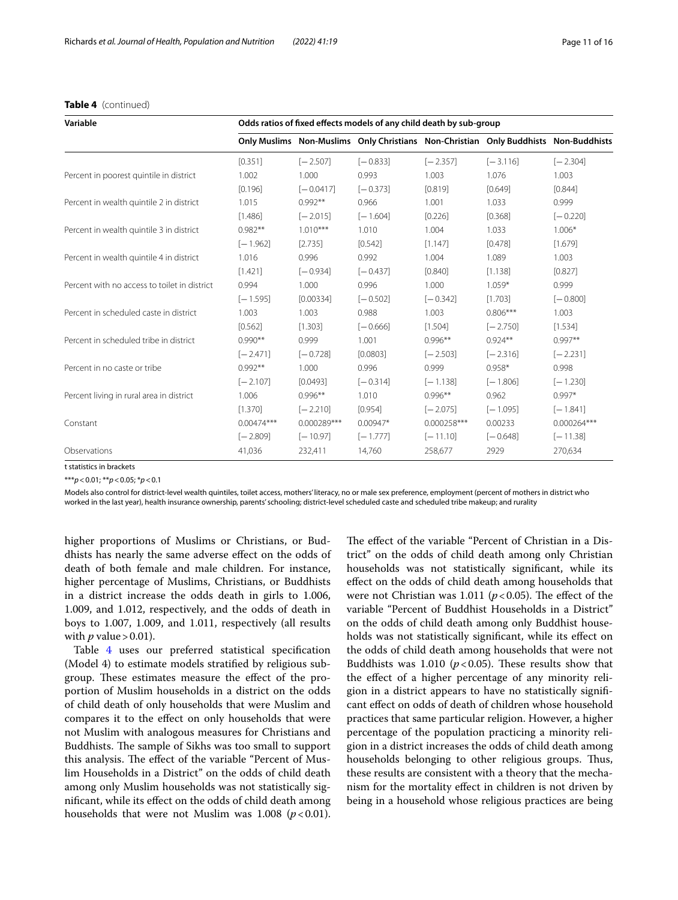**Table 4** (continued)

| Variable | Odds ratios of fixed effects models of any child death by sub-group | | | | | |
|---|---|---|---|---|---|---|
| | Only Muslims | Non-Muslims | Only Christians | Non-Christian | Only Buddhists | Non-Buddhists |
| | [0.351] | [−2.507] | [−0.833] | [−2.357] | [−3.116] | [−2.304] |
| Percent in poorest quintile in district | 1.002 | 1.000 | 0.993 | 1.003 | 1.076 | 1.003 |
| | [0.196] | [−0.0417] | [−0.373] | [0.819] | [0.649] | [0.844] |
| Percent in wealth quintile 2 in district | 1.015 | 0.992** | 0.966 | 1.001 | 1.033 | 0.999 |
| | [1.486] | [−2.015] | [−1.604] | [0.226] | [0.368] | [−0.220] |
| Percent in wealth quintile 3 in district | 0.982** | 1.010*** | 1.010 | 1.004 | 1.033 | 1.006* |
| | [−1.962] | [2.735] | [0.542] | [1.147] | [0.478] | [1.679] |
| Percent in wealth quintile 4 in district | 1.016 | 0.996 | 0.992 | 1.004 | 1.089 | 1.003 |
| | [1.421] | [−0.934] | [−0.437] | [0.840] | [1.138] | [0.827] |
| Percent with no access to toilet in district | 0.994 | 1.000 | 0.996 | 1.000 | 1.059* | 0.999 |
| | [−1.595] | [0.00334] | [−0.502] | [−0.342] | [1.703] | [−0.800] |
| Percent in scheduled caste in district | 1.003 | 1.003 | 0.988 | 1.003 | 0.806*** | 1.003 |
| | [0.562] | [1.303] | [−0.666] | [1.504] | [−2.750] | [1.534] |
| Percent in scheduled tribe in district | 0.990** | 0.999 | 1.001 | 0.996** | 0.924** | 0.997** |
| | [−2.471] | [−0.728] | [0.0803] | [−2.503] | [−2.316] | [−2.231] |
| Percent in no caste or tribe | 0.992** | 1.000 | 0.996 | 0.999 | 0.958* | 0.998 |
| | [−2.107] | [0.0493] | [−0.314] | [−1.138] | [−1.806] | [−1.230] |
| Percent living in rural area in district | 1.006 | 0.996** | 1.010 | 0.996** | 0.962 | 0.997* |
| | [1.370] | [−2.210] | [0.954] | [−2.075] | [−1.095] | [−1.841] |
| Constant | 0.00474*** | 0.000289*** | 0.00947* | 0.000258*** | 0.00233 | 0.000264*** |
| | [−2.809] | [−10.97] | [−1.777] | [−11.10] | [−0.648] | [−11.38] |
| Observations | 41,036 | 232,411 | 14,760 | 258,677 | 2929 | 270,634 |

t statistics in brackets

***$p<0.01$; **$p<0.05$; *$p<0.1$

Models also control for district-level wealth quintiles, toilet access, mothers' literacy, no or male sex preference, employment (percent of mothers in district who worked in the last year), health insurance ownership, parents' schooling; district-level scheduled caste and scheduled tribe makeup; and rurality

higher proportions of Muslims or Christians, or Buddhists has nearly the same adverse effect on the odds of death of both female and male children. For instance, higher percentage of Muslims, Christians, or Buddhists in a district increase the odds death in girls to 1.006, 1.009, and 1.012, respectively, and the odds of death in boys to 1.007, 1.009, and 1.011, respectively (all results with $p$ value > 0.01).

Table 4 uses our preferred statistical specification (Model 4) to estimate models stratified by religious subgroup. These estimates measure the effect of the proportion of Muslim households in a district on the odds of child death of only households that were Muslim and compares it to the effect on only households that were not Muslim with analogous measures for Christians and Buddhists. The sample of Sikhs was too small to support this analysis. The effect of the variable "Percent of Muslim Households in a District" on the odds of child death among only Muslim households was not statistically significant, while its effect on the odds of child death among households that were not Muslim was 1.008 ($p<0.01$). The effect of the variable "Percent of Christian in a District" on the odds of child death among only Christian households was not statistically significant, while its effect on the odds of child death among households that were not Christian was 1.011 ($p<0.05$). The effect of the variable "Percent of Buddhist Households in a District" on the odds of child death among only Buddhist households was not statistically significant, while its effect on the odds of child death among households that were not Buddhists was 1.010 ($p<0.05$). These results show that the effect of a higher percentage of any minority religion in a district appears to have no statistically significant effect on odds of death of children whose household practices that same particular religion. However, a higher percentage of the population practicing a minority religion in a district increases the odds of child death among households belonging to other religious groups. Thus, these results are consistent with a theory that the mechanism for the mortality effect in children is not driven by being in a household whose religious practices are being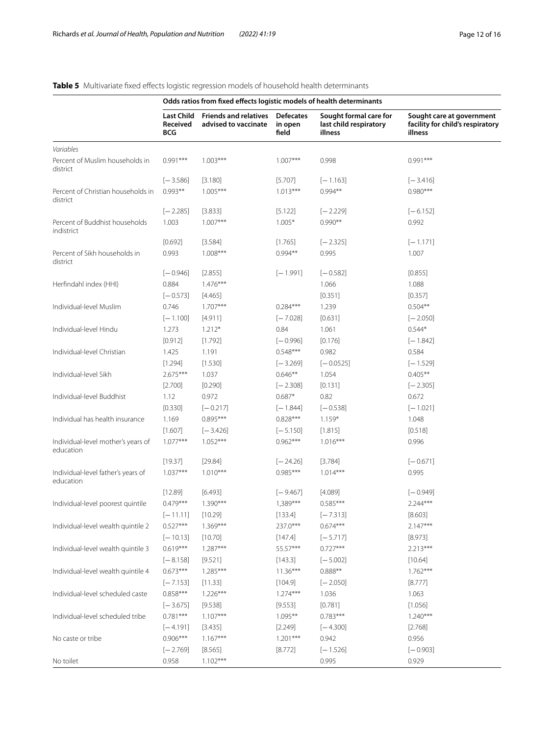**Table 5** Multivariate fixed effects logistic regression models of household health determinants

| | Odds ratios from fixed effects logistic models of health determinants | | | | |
|---|---|---|---|---|---|
| | **Last Child Received BCG** | **Friends and relatives advised to vaccinate** | **Defecates in open field** | **Sought formal care for last child respiratory illness** | **Sought care at government facility for child's respiratory illness** |
| *Variables* | | | | | |
| Percent of Muslim households in district | 0.991*** | 1.003*** | 1.007*** | 0.998 | 0.991*** |
| | [− 3.586] | [3.180] | [5.707] | [− 1.163] | [− 3.416] |
| Percent of Christian households in district | 0.993** | 1.005*** | 1.013*** | 0.994** | 0.980*** |
| | [− 2.285] | [3.833] | [5.122] | [− 2.229] | [− 6.152] |
| Percent of Buddhist households indistrict | 1.003 | 1.007*** | 1.005* | 0.990** | 0.992 |
| | [0.692] | [3.584] | [1.765] | [− 2.325] | [− 1.171] |
| Percent of Sikh households in district | 0.993 | 1.008*** | 0.994** | 0.995 | 1.007 |
| | [− 0.946] | [2.855] | [− 1.991] | [− 0.582] | [0.855] |
| Herfindahl index (HHI) | 0.884 | 1.476*** | | 1.066 | 1.088 |
| | [− 0.573] | [4.465] | | [0.351] | [0.357] |
| Individual-level Muslim | 0.746 | 1.707*** | 0.284*** | 1.239 | 0.504** |
| | [− 1.100] | [4.911] | [− 7.028] | [0.631] | [− 2.050] |
| Individual-level Hindu | 1.273 | 1.212* | 0.84 | 1.061 | 0.544* |
| | [0.912] | [1.792] | [− 0.996] | [0.176] | [− 1.842] |
| Individual-level Christian | 1.425 | 1.191 | 0.548*** | 0.982 | 0.584 |
| | [1.294] | [1.530] | [− 3.269] | [− 0.0525] | [− 1.529] |
| Individual-level Sikh | 2.675*** | 1.037 | 0.646** | 1.054 | 0.405** |
| | [2.700] | [0.290] | [− 2.308] | [0.131] | [− 2.305] |
| Individual-level Buddhist | 1.12 | 0.972 | 0.687* | 0.82 | 0.672 |
| | [0.330] | [− 0.217] | [− 1.844] | [− 0.538] | [− 1.021] |
| Individual has health insurance | 1.169 | 0.895*** | 0.828*** | 1.159* | 1.048 |
| | [1.607] | [− 3.426] | [− 5.150] | [1.815] | [0.518] |
| Individual-level mother's years of education | 1.077*** | 1.052*** | 0.962*** | 1.016*** | 0.996 |
| | [19.37] | [29.84] | [− 24.26] | [3.784] | [− 0.671] |
| Individual-level father's years of education | 1.037*** | 1.010*** | 0.985*** | 1.014*** | 0.995 |
| | [12.89] | [6.493] | [− 9.467] | [4.089] | [− 0.949] |
| Individual-level poorest quintile | 0.479*** | 1.390*** | 1,389*** | 0.585*** | 2.244*** |
| | [− 11.11] | [10.29] | [133.4] | [− 7.313] | [8.603] |
| Individual-level wealth quintile 2 | 0.527*** | 1.369*** | 237.0*** | 0.674*** | 2.147*** |
| | [− 10.13] | [10.70] | [147.4] | [− 5.717] | [8.973] |
| Individual-level wealth quintile 3 | 0.619*** | 1.287*** | 55.57*** | 0.727*** | 2.213*** |
| | [− 8.158] | [9.521] | [143.3] | [− 5.002] | [10.64] |
| Individual-level wealth quintile 4 | 0.673*** | 1.285*** | 11.36*** | 0.888** | 1.762*** |
| | [− 7.153] | [11.33] | [104.9] | [− 2.050] | [8.777] |
| Individual-level scheduled caste | 0.858*** | 1.226*** | 1.274*** | 1.036 | 1.063 |
| | [− 3.675] | [9.538] | [9.553] | [0.781] | [1.056] |
| Individual-level scheduled tribe | 0.781*** | 1.107*** | 1.095** | 0.783*** | 1.240*** |
| | [− 4.191] | [3.435] | [2.249] | [− 4.300] | [2.768] |
| No caste or tribe | 0.906*** | 1.167*** | 1.201*** | 0.942 | 0.956 |
| | [− 2.769] | [8.565] | [8.772] | [− 1.526] | [− 0.903] |
| No toilet | 0.958 | 1.102*** | | 0.995 | 0.929 |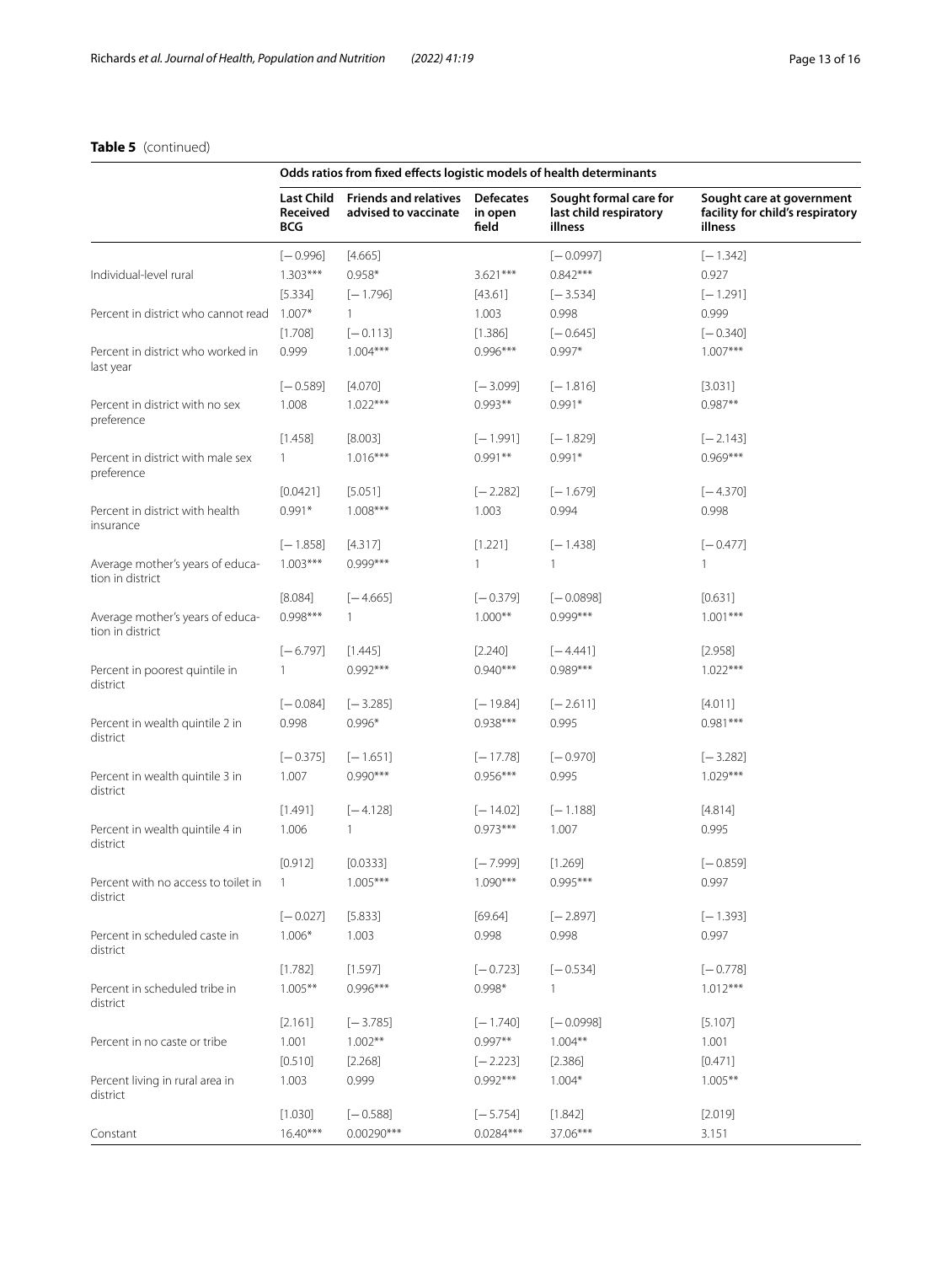**Table 5** (continued)

| | Odds ratios from fixed effects logistic models of health determinants | | | | |
|---|---|---|---|---|---|
| | **Last Child Received BCG** | **Friends and relatives advised to vaccinate** | **Defecates in open field** | **Sought formal care for last child respiratory illness** | **Sought care at government facility for child's respiratory illness** |
| | [− 0.996] | [4.665] | | [− 0.0997] | [− 1.342] |
| Individual-level rural | 1.303*** | 0.958* | 3.621*** | 0.842*** | 0.927 |
| | [5.334] | [− 1.796] | [43.61] | [− 3.534] | [− 1.291] |
| Percent in district who cannot read | 1.007* | 1 | 1.003 | 0.998 | 0.999 |
| | [1.708] | [− 0.113] | [1.386] | [− 0.645] | [− 0.340] |
| Percent in district who worked in last year | 0.999 | 1.004*** | 0.996*** | 0.997* | 1.007*** |
| | [− 0.589] | [4.070] | [− 3.099] | [− 1.816] | [3.031] |
| Percent in district with no sex preference | 1.008 | 1.022*** | 0.993** | 0.991* | 0.987** |
| | [1.458] | [8.003] | [− 1.991] | [− 1.829] | [− 2.143] |
| Percent in district with male sex preference | 1 | 1.016*** | 0.991** | 0.991* | 0.969*** |
| | [0.0421] | [5.051] | [− 2.282] | [− 1.679] | [− 4.370] |
| Percent in district with health insurance | 0.991* | 1.008*** | 1.003 | 0.994 | 0.998 |
| | [− 1.858] | [4.317] | [1.221] | [− 1.438] | [− 0.477] |
| Average mother's years of education in district | 1.003*** | 0.999*** | 1 | 1 | 1 |
| | [8.084] | [− 4.665] | [− 0.379] | [− 0.0898] | [0.631] |
| Average mother's years of education in district | 0.998*** | 1 | 1.000** | 0.999*** | 1.001*** |
| | [− 6.797] | [1.445] | [2.240] | [− 4.441] | [2.958] |
| Percent in poorest quintile in district | 1 | 0.992*** | 0.940*** | 0.989*** | 1.022*** |
| | [− 0.084] | [− 3.285] | [− 19.84] | [− 2.611] | [4.011] |
| Percent in wealth quintile 2 in district | 0.998 | 0.996* | 0.938*** | 0.995 | 0.981*** |
| | [− 0.375] | [− 1.651] | [− 17.78] | [− 0.970] | [− 3.282] |
| Percent in wealth quintile 3 in district | 1.007 | 0.990*** | 0.956*** | 0.995 | 1.029*** |
| | [1.491] | [− 4.128] | [− 14.02] | [− 1.188] | [4.814] |
| Percent in wealth quintile 4 in district | 1.006 | 1 | 0.973*** | 1.007 | 0.995 |
| | [0.912] | [0.0333] | [− 7.999] | [1.269] | [− 0.859] |
| Percent with no access to toilet in district | 1 | 1.005*** | 1.090*** | 0.995*** | 0.997 |
| | [− 0.027] | [5.833] | [69.64] | [− 2.897] | [− 1.393] |
| Percent in scheduled caste in district | 1.006* | 1.003 | 0.998 | 0.998 | 0.997 |
| | [1.782] | [1.597] | [− 0.723] | [− 0.534] | [− 0.778] |
| Percent in scheduled tribe in district | 1.005** | 0.996*** | 0.998* | 1 | 1.012*** |
| | [2.161] | [− 3.785] | [− 1.740] | [− 0.0998] | [5.107] |
| Percent in no caste or tribe | 1.001 | 1.002** | 0.997** | 1.004** | 1.001 |
| | [0.510] | [2.268] | [− 2.223] | [2.386] | [0.471] |
| Percent living in rural area in district | 1.003 | 0.999 | 0.992*** | 1.004* | 1.005** |
| | [1.030] | [− 0.588] | [− 5.754] | [1.842] | [2.019] |
| Constant | 16.40*** | 0.00290*** | 0.0284*** | 37.06*** | 3.151 |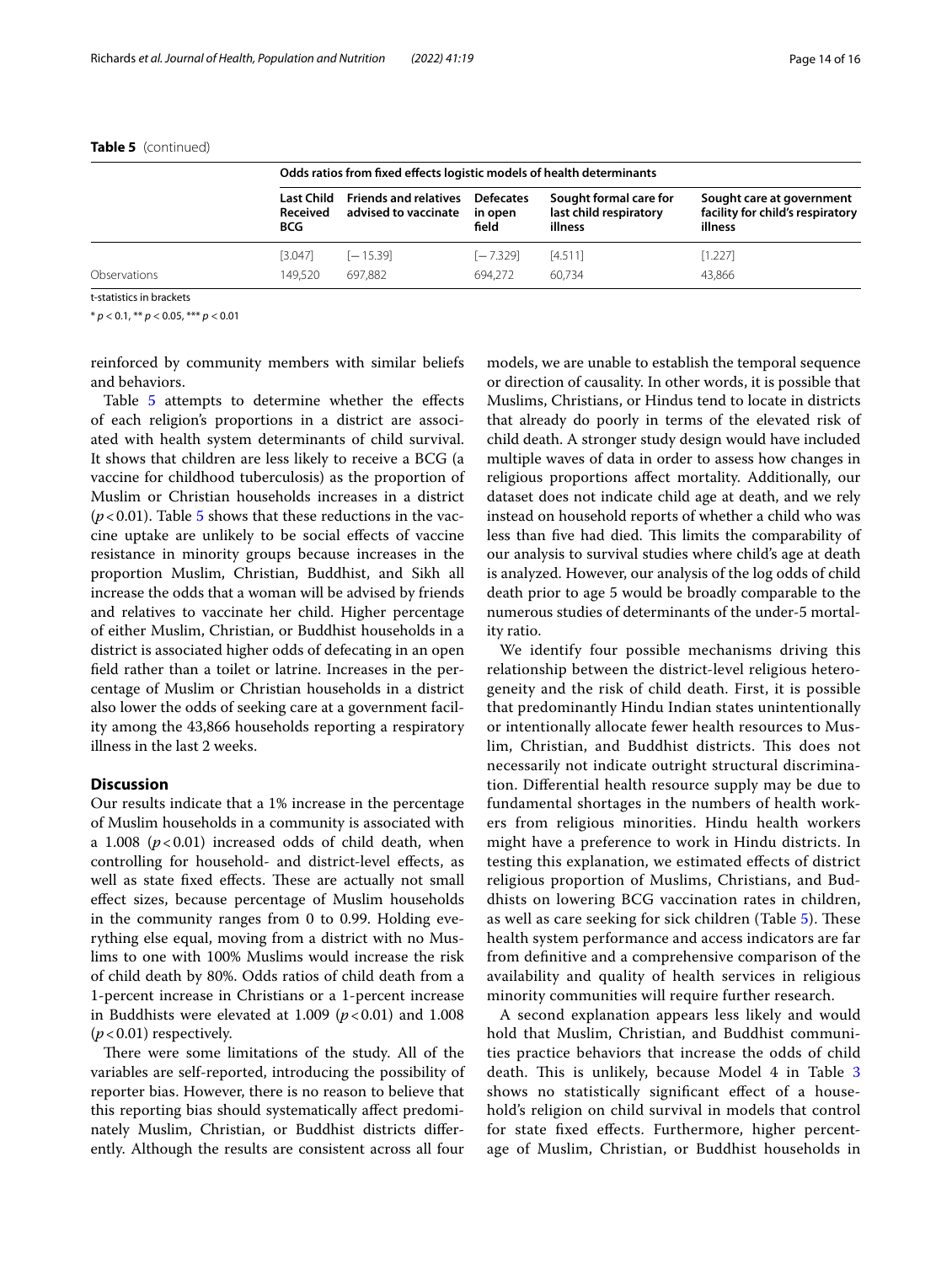**Table 5** (continued)

| | Odds ratios from fixed effects logistic models of health determinants | | | | |
|---|---|---|---|---|---|
| | Last Child Received BCG | Friends and relatives advised to vaccinate | Defecates in open field | Sought formal care for last child respiratory illness | Sought care at government facility for child's respiratory illness |
| | [3.047] | [− 15.39] | [− 7.329] | [4.511] | [1.227] |
| Observations | 149,520 | 697,882 | 694,272 | 60,734 | 43,866 |

t-statistics in brackets

* $p < 0.1$, ** $p < 0.05$, *** $p < 0.01$

reinforced by community members with similar beliefs and behaviors.

Table 5 attempts to determine whether the effects of each religion's proportions in a district are associated with health system determinants of child survival. It shows that children are less likely to receive a BCG (a vaccine for childhood tuberculosis) as the proportion of Muslim or Christian households increases in a district ($p < 0.01$). Table 5 shows that these reductions in the vaccine uptake are unlikely to be social effects of vaccine resistance in minority groups because increases in the proportion Muslim, Christian, Buddhist, and Sikh all increase the odds that a woman will be advised by friends and relatives to vaccinate her child. Higher percentage of either Muslim, Christian, or Buddhist households in a district is associated higher odds of defecating in an open field rather than a toilet or latrine. Increases in the percentage of Muslim or Christian households in a district also lower the odds of seeking care at a government facility among the 43,866 households reporting a respiratory illness in the last 2 weeks.

## Discussion

Our results indicate that a 1% increase in the percentage of Muslim households in a community is associated with a 1.008 ($p < 0.01$) increased odds of child death, when controlling for household- and district-level effects, as well as state fixed effects. These are actually not small effect sizes, because percentage of Muslim households in the community ranges from 0 to 0.99. Holding everything else equal, moving from a district with no Muslims to one with 100% Muslims would increase the risk of child death by 80%. Odds ratios of child death from a 1-percent increase in Christians or a 1-percent increase in Buddhists were elevated at 1.009 ($p < 0.01$) and 1.008 ($p < 0.01$) respectively.

There were some limitations of the study. All of the variables are self-reported, introducing the possibility of reporter bias. However, there is no reason to believe that this reporting bias should systematically affect predominately Muslim, Christian, or Buddhist districts differently. Although the results are consistent across all four models, we are unable to establish the temporal sequence or direction of causality. In other words, it is possible that Muslims, Christians, or Hindus tend to locate in districts that already do poorly in terms of the elevated risk of child death. A stronger study design would have included multiple waves of data in order to assess how changes in religious proportions affect mortality. Additionally, our dataset does not indicate child age at death, and we rely instead on household reports of whether a child who was less than five had died. This limits the comparability of our analysis to survival studies where child's age at death is analyzed. However, our analysis of the log odds of child death prior to age 5 would be broadly comparable to the numerous studies of determinants of the under-5 mortality ratio.

We identify four possible mechanisms driving this relationship between the district-level religious heterogeneity and the risk of child death. First, it is possible that predominantly Hindu Indian states unintentionally or intentionally allocate fewer health resources to Muslim, Christian, and Buddhist districts. This does not necessarily not indicate outright structural discrimination. Differential health resource supply may be due to fundamental shortages in the numbers of health workers from religious minorities. Hindu health workers might have a preference to work in Hindu districts. In testing this explanation, we estimated effects of district religious proportion of Muslims, Christians, and Buddhists on lowering BCG vaccination rates in children, as well as care seeking for sick children (Table 5). These health system performance and access indicators are far from definitive and a comprehensive comparison of the availability and quality of health services in religious minority communities will require further research.

A second explanation appears less likely and would hold that Muslim, Christian, and Buddhist communities practice behaviors that increase the odds of child death. This is unlikely, because Model 4 in Table 3 shows no statistically significant effect of a household's religion on child survival in models that control for state fixed effects. Furthermore, higher percentage of Muslim, Christian, or Buddhist households in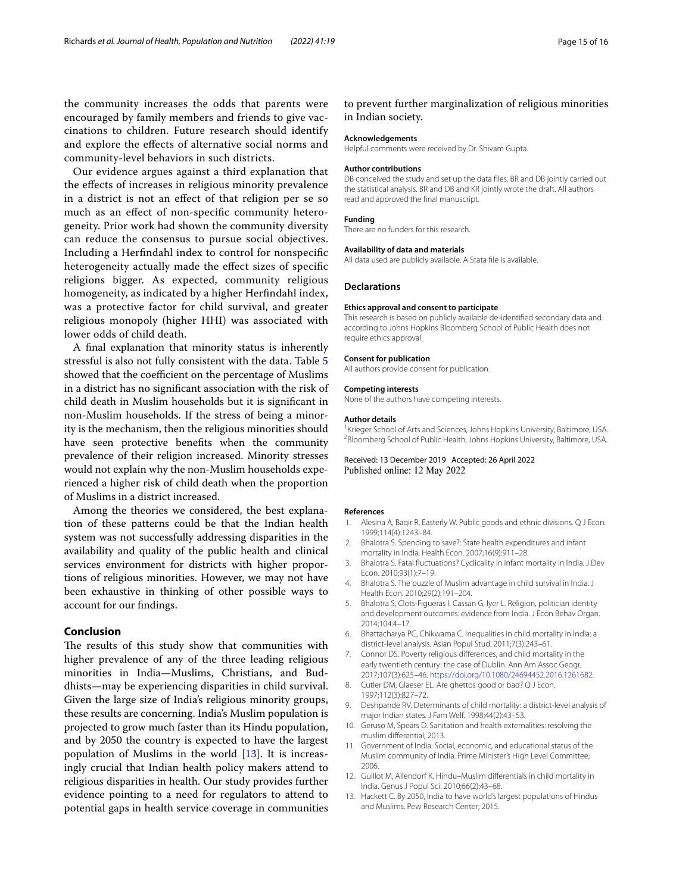the community increases the odds that parents were encouraged by family members and friends to give vaccinations to children. Future research should identify and explore the effects of alternative social norms and community-level behaviors in such districts.

Our evidence argues against a third explanation that the effects of increases in religious minority prevalence in a district is not an effect of that religion per se so much as an effect of non-specific community heterogeneity. Prior work had shown the community diversity can reduce the consensus to pursue social objectives. Including a Herfindahl index to control for nonspecific heterogeneity actually made the effect sizes of specific religions bigger. As expected, community religious homogeneity, as indicated by a higher Herfindahl index, was a protective factor for child survival, and greater religious monopoly (higher HHI) was associated with lower odds of child death.

A final explanation that minority status is inherently stressful is also not fully consistent with the data. Table 5 showed that the coefficient on the percentage of Muslims in a district has no significant association with the risk of child death in Muslim households but it is significant in non-Muslim households. If the stress of being a minority is the mechanism, then the religious minorities should have seen protective benefits when the community prevalence of their religion increased. Minority stresses would not explain why the non-Muslim households experienced a higher risk of child death when the proportion of Muslims in a district increased.

Among the theories we considered, the best explanation of these patterns could be that the Indian health system was not successfully addressing disparities in the availability and quality of the public health and clinical services environment for districts with higher proportions of religious minorities. However, we may not have been exhaustive in thinking of other possible ways to account for our findings.

## Conclusion

The results of this study show that communities with higher prevalence of any of the three leading religious minorities in India—Muslims, Christians, and Buddhists—may be experiencing disparities in child survival. Given the large size of India's religious minority groups, these results are concerning. India's Muslim population is projected to grow much faster than its Hindu population, and by 2050 the country is expected to have the largest population of Muslims in the world [13]. It is increasingly crucial that Indian health policy makers attend to religious disparities in health. Our study provides further evidence pointing to a need for regulators to attend to potential gaps in health service coverage in communities to prevent further marginalization of religious minorities in Indian society.

#### Acknowledgements

Helpful comments were received by Dr. Shivam Gupta.

#### Author contributions

DB conceived the study and set up the data files. BR and DB jointly carried out the statistical analysis. BR and DB and KR jointly wrote the draft. All authors read and approved the final manuscript.

#### Funding

There are no funders for this research.

#### Availability of data and materials

All data used are publicly available. A Stata file is available.

### Declarations

#### Ethics approval and consent to participate

This research is based on publicly available de-identified secondary data and according to Johns Hopkins Bloomberg School of Public Health does not require ethics approval.

#### Consent for publication

All authors provide consent for publication.

#### Competing interests

None of the authors have competing interests.

#### Author details

[1]Krieger School of Arts and Sciences, Johns Hopkins University, Baltimore, USA. [2]Bloomberg School of Public Health, Johns Hopkins University, Baltimore, USA.

Received: 13 December 2019 Accepted: 26 April 2022
Published online: 12 May 2022

#### References

1. Alesina A, Baqir R, Easterly W. Public goods and ethnic divisions. Q J Econ. 1999;114(4):1243–84.
2. Bhalotra S. Spending to save?: State health expenditures and infant mortality in India. Health Econ. 2007;16(9):911–28.
3. Bhalotra S. Fatal fluctuations? Cyclicality in infant mortality in India. J Dev Econ. 2010;93(1):7–19.
4. Bhalotra S. The puzzle of Muslim advantage in child survival in India. J Health Econ. 2010;29(2):191–204.
5. Bhalotra S, Clots-Figueras I, Cassan G, Iyer L. Religion, politician identity and development outcomes: evidence from India. J Econ Behav Organ. 2014;104:4–17.
6. Bhattacharya PC, Chikwama C. Inequalities in child mortality in India: a district-level analysis. Asian Popul Stud. 2011;7(3):243–61.
7. Connor DS. Poverty religious differences, and child mortality in the early twentieth century: the case of Dublin. Ann Am Assoc Geogr. 2017;107(3):625–46. https://doi.org/10.1080/24694452.2016.1261682.
8. Cutler DM, Glaeser EL. Are ghettos good or bad? Q J Econ. 1997;112(3):827–72.
9. Deshpande RV. Determinants of child mortality: a district-level analysis of major Indian states. J Fam Welf. 1998;44(2):43–53.
10. Geruso M, Spears D. Sanitation and health externalities: resolving the muslim differential; 2013.
11. Government of India. Social, economic, and educational status of the Muslim community of India. Prime Minister's High Level Committee; 2006.
12. Guillot M, Allendorf K. Hindu–Muslim differentials in child mortality in India. Genus J Popul Sci. 2010;66(2):43–68.
13. Hackett C. By 2050, India to have world's largest populations of Hindus and Muslims. Pew Research Center; 2015.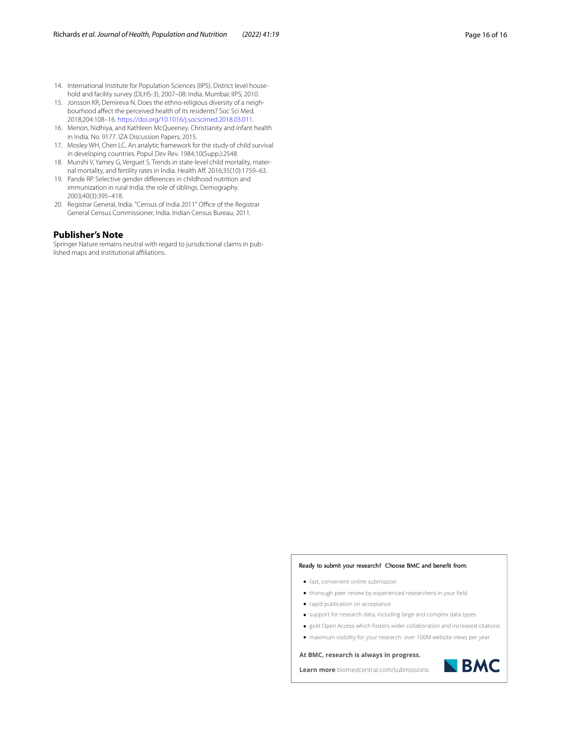14. International Institute for Population Sciences (IIPS). District level household and facility survey (DLHS-3), 2007–08: India. Mumbai: IIPS; 2010.
15. Jonsson KR, Demireva N. Does the ethno-religious diversity of a neighbourhood affect the perceived health of its residents? Soc Sci Med. 2018;204:108–16. https://doi.org/10.1016/j.socscimed.2018.03.011.
16. Menon, Nidhiya, and Kathleen McQueeney. Christianity and infant health in India. No. 9177. IZA Discussion Papers; 2015.
17. Mosley WH, Chen LC. An analytic framework for the study of child survival in developing countries. Popul Dev Rev. 1984;10(Supp.):2548.
18. Munshi V, Yamey G, Verguet S. Trends in state-level child mortality, maternal mortality, and fertility rates in India. Health Aff. 2016;35(10):1759–63.
19. Pande RP. Selective gender differences in childhood nutrition and immunization in rural India: the role of siblings. Demography. 2003;40(3):395–418.
20. Registrar General, India. "Census of India 2011" Office of the Registrar General Census Commissioner, India. Indian Census Bureau; 2011.

## Publisher's Note

Springer Nature remains neutral with regard to jurisdictional claims in published maps and institutional affiliations.

Ready to submit your research? Choose BMC and benefit from:

- fast, convenient online submission
- thorough peer review by experienced researchers in your field
- rapid publication on acceptance
- support for research data, including large and complex data types
- gold Open Access which fosters wider collaboration and increased citations
- maximum visibility for your research: over 100M website views per year

**At BMC, research is always in progress.**

**Learn more** biomedcentral.com/submissions

BMC